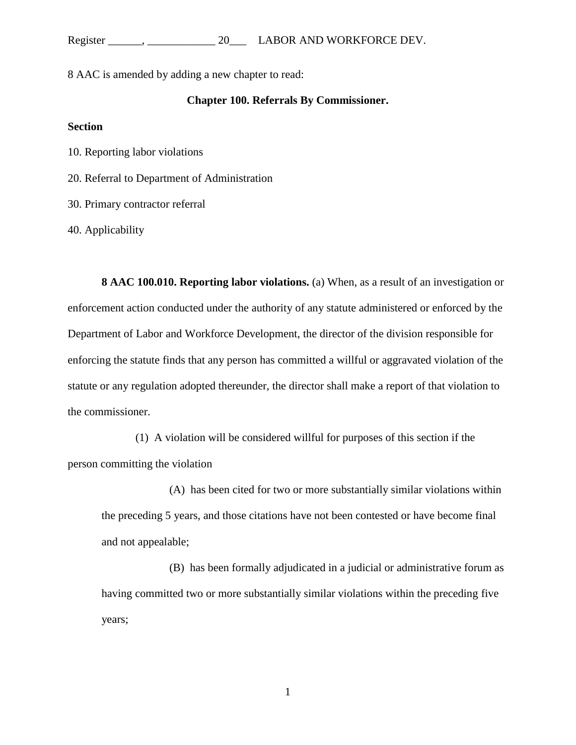8 AAC is amended by adding a new chapter to read:

## Chapter 100. Referrals By Commissioner.

**Section**

10. Reporting labor violations

20. Referral to Department of Administration

30. Primary contractor referral

40. Applicability

**8 AAC 100.010. Reporting labor violations.** (a) When, as a result of an investigation or enforcement action conducted under the authority of any statute administered or enforced by the Department of Labor and Workforce Development, the director of the division responsible for enforcing the statute finds that any person has committed a willful or aggravated violation of the statute or any regulation adopted thereunder, the director shall make a report of that violation to the commissioner.

(1) A violation will be considered willful for purposes of this section if the person committing the violation

(A) has been cited for two or more substantially similar violations within the preceding 5 years, and those citations have not been contested or have become final and not appealable;

(B) has been formally adjudicated in a judicial or administrative forum as having committed two or more substantially similar violations within the preceding five years;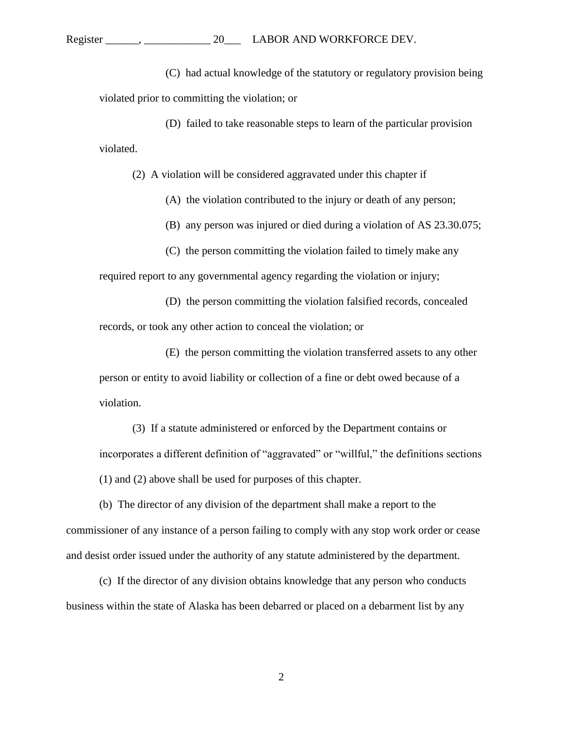(C) had actual knowledge of the statutory or regulatory provision being violated prior to committing the violation; or

(D) failed to take reasonable steps to learn of the particular provision violated.

(2) A violation will be considered aggravated under this chapter if

(A) the violation contributed to the injury or death of any person;

(B) any person was injured or died during a violation of AS 23.30.075;

(C) the person committing the violation failed to timely make any required report to any governmental agency regarding the violation or injury;

(D) the person committing the violation falsified records, concealed records, or took any other action to conceal the violation; or

(E) the person committing the violation transferred assets to any other person or entity to avoid liability or collection of a fine or debt owed because of a violation.

(3) If a statute administered or enforced by the Department contains or incorporates a different definition of "aggravated" or "willful," the definitions sections (1) and (2) above shall be used for purposes of this chapter.

(b) The director of any division of the department shall make a report to the commissioner of any instance of a person failing to comply with any stop work order or cease and desist order issued under the authority of any statute administered by the department.

(c) If the director of any division obtains knowledge that any person who conducts business within the state of Alaska has been debarred or placed on a debarment list by any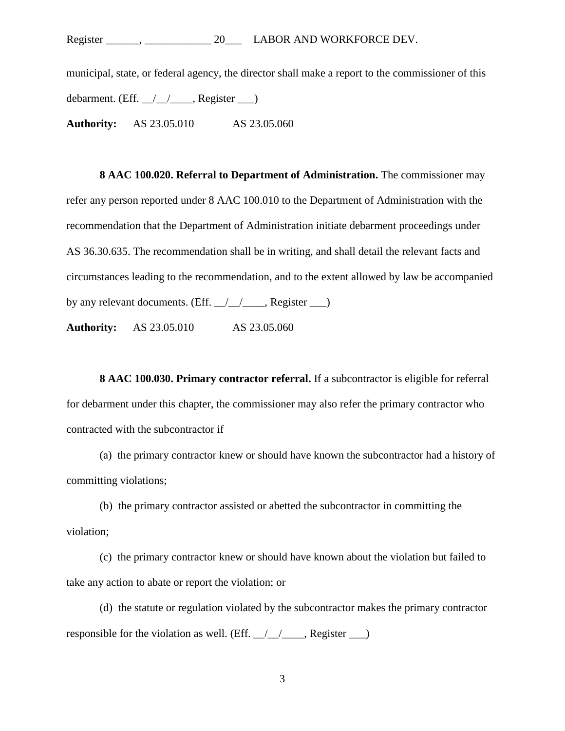municipal, state, or federal agency, the director shall make a report to the commissioner of this debarment. (Eff. __/__/____, Register ___)

**Authority:** AS 23.05.010 AS 23.05.060

**8 AAC 100.020. Referral to Department of Administration.** The commissioner may refer any person reported under 8 AAC 100.010 to the Department of Administration with the recommendation that the Department of Administration initiate debarment proceedings under AS 36.30.635. The recommendation shall be in writing, and shall detail the relevant facts and circumstances leading to the recommendation, and to the extent allowed by law be accompanied by any relevant documents. (Eff. __/__/____, Register ___)

**Authority:** AS 23.05.010 AS 23.05.060

**8 AAC 100.030. Primary contractor referral.** If a subcontractor is eligible for referral for debarment under this chapter, the commissioner may also refer the primary contractor who contracted with the subcontractor if

(a) the primary contractor knew or should have known the subcontractor had a history of committing violations;

(b) the primary contractor assisted or abetted the subcontractor in committing the violation;

(c) the primary contractor knew or should have known about the violation but failed to take any action to abate or report the violation; or

(d) the statute or regulation violated by the subcontractor makes the primary contractor responsible for the violation as well. (Eff. __/__/____, Register ___)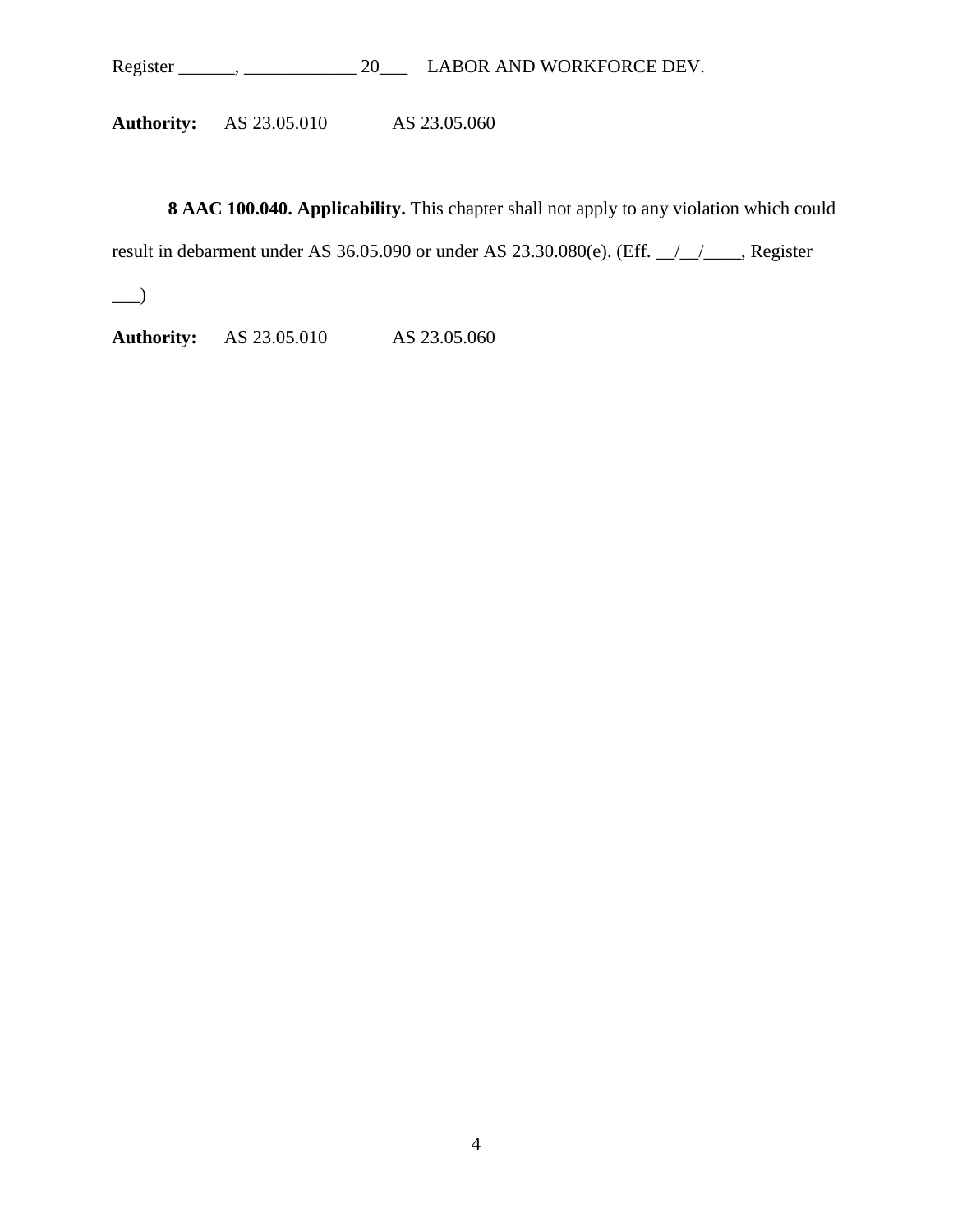**Authority:** AS 23.05.010 AS 23.05.060

**8 AAC 100.040. Applicability.** This chapter shall not apply to any violation which could result in debarment under AS 36.05.090 or under AS 23.30.080(e). (Eff. __/__/____, Register ___)

**Authority:** AS 23.05.010 AS 23.05.060